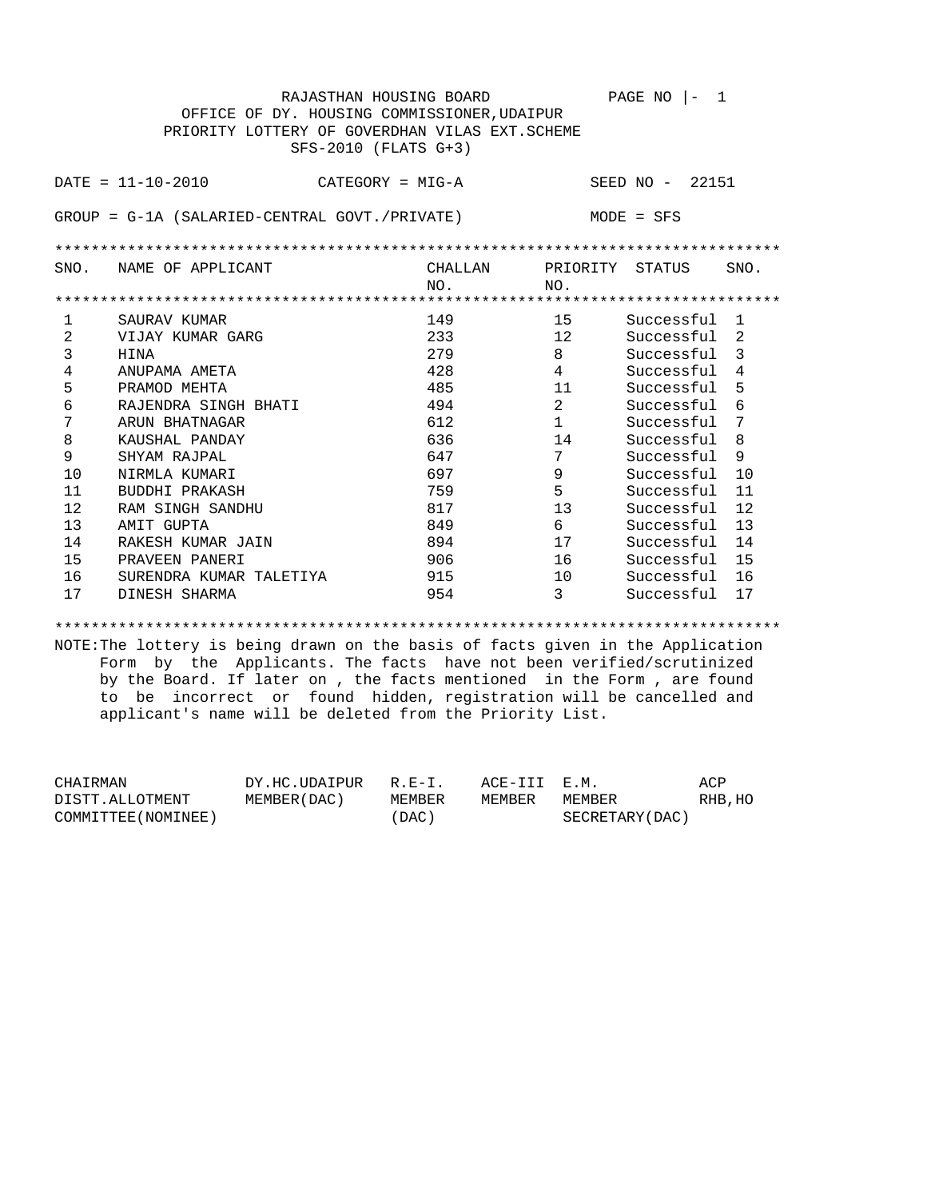RAJASTHAN HOUSING BOARD

OFFICE OF DY. HOUSING COMMISSIONER,UDAIPUR

PRIORITY LOTTERY OF GOVERDHAN VILAS EXT.SCHEME

SFS-2010 (FLATS G+3)

DATE = 11-10-2010 CATEGORY = MIG-A SEED NO - 22151

GROUP = G-1A (SALARIED-CENTRAL GOVT./PRIVATE) MODE = SFS

| SNO. | NAME OF APPLICANT | CHALLAN NO. | PRIORITY NO. | STATUS | SNO. |
|---|---|---|---|---|---|
| 1 | SAURAV KUMAR | 149 | 15 | Successful | 1 |
| 2 | VIJAY KUMAR GARG | 233 | 12 | Successful | 2 |
| 3 | HINA | 279 | 8 | Successful | 3 |
| 4 | ANUPAMA AMETA | 428 | 4 | Successful | 4 |
| 5 | PRAMOD MEHTA | 485 | 11 | Successful | 5 |
| 6 | RAJENDRA SINGH BHATI | 494 | 2 | Successful | 6 |
| 7 | ARUN BHATNAGAR | 612 | 1 | Successful | 7 |
| 8 | KAUSHAL PANDAY | 636 | 14 | Successful | 8 |
| 9 | SHYAM RAJPAL | 647 | 7 | Successful | 9 |
| 10 | NIRMLA KUMARI | 697 | 9 | Successful | 10 |
| 11 | BUDDHI PRAKASH | 759 | 5 | Successful | 11 |
| 12 | RAM SINGH SANDHU | 817 | 13 | Successful | 12 |
| 13 | AMIT GUPTA | 849 | 6 | Successful | 13 |
| 14 | RAKESH KUMAR JAIN | 894 | 17 | Successful | 14 |
| 15 | PRAVEEN PANERI | 906 | 16 | Successful | 15 |
| 16 | SURENDRA KUMAR TALETIYA | 915 | 10 | Successful | 16 |
| 17 | DINESH SHARMA | 954 | 3 | Successful | 17 |

NOTE:The lottery is being drawn on the basis of facts given in the Application Form by the Applicants. The facts have not been verified/scrutinized by the Board. If later on , the facts mentioned in the Form , are found to be incorrect or found hidden, registration will be cancelled and applicant's name will be deleted from the Priority List.

| CHAIRMAN DISTT.ALLOTMENT COMMITTEE(NOMINEE) | DY.HC.UDAIPUR MEMBER(DAC) | R.E-I. MEMBER (DAC) | ACE-III MEMBER | E.M. MEMBER SECRETARY(DAC) | ACP RHB,HO |
|---|---|---|---|---|---|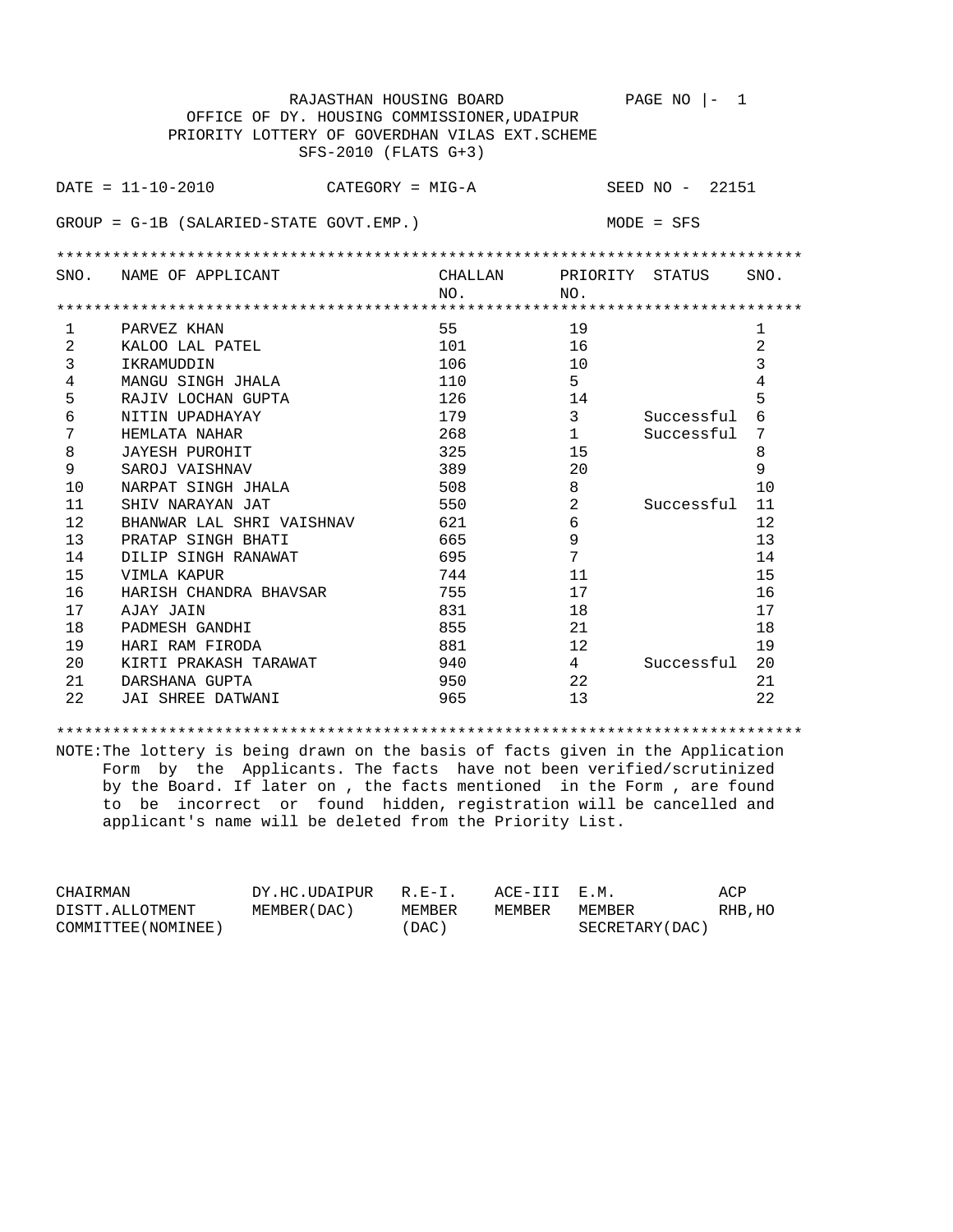RAJASTHAN HOUSING BOARD

OFFICE OF DY. HOUSING COMMISSIONER,UDAIPUR

PRIORITY LOTTERY OF GOVERDHAN VILAS EXT.SCHEME

SFS-2010 (FLATS G+3)

PAGE NO |- 1

DATE = 11-10-2010 CATEGORY = MIG-A SEED NO - 22151

GROUP = G-1B (SALARIED-STATE GOVT.EMP.) MODE = SFS

| SNO. | NAME OF APPLICANT | CHALLAN NO. | PRIORITY NO. | STATUS | SNO. |
|---|---|---|---|---|---|
| 1 | PARVEZ KHAN | 55 | 19 | | 1 |
| 2 | KALOO LAL PATEL | 101 | 16 | | 2 |
| 3 | IKRAMUDDIN | 106 | 10 | | 3 |
| 4 | MANGU SINGH JHALA | 110 | 5 | | 4 |
| 5 | RAJIV LOCHAN GUPTA | 126 | 14 | | 5 |
| 6 | NITIN UPADHAYAY | 179 | 3 | Successful | 6 |
| 7 | HEMLATA NAHAR | 268 | 1 | Successful | 7 |
| 8 | JAYESH PUROHIT | 325 | 15 | | 8 |
| 9 | SAROJ VAISHNAV | 389 | 20 | | 9 |
| 10 | NARPAT SINGH JHALA | 508 | 8 | | 10 |
| 11 | SHIV NARAYAN JAT | 550 | 2 | Successful | 11 |
| 12 | BHANWAR LAL SHRI VAISHNAV | 621 | 6 | | 12 |
| 13 | PRATAP SINGH BHATI | 665 | 9 | | 13 |
| 14 | DILIP SINGH RANAWAT | 695 | 7 | | 14 |
| 15 | VIMLA KAPUR | 744 | 11 | | 15 |
| 16 | HARISH CHANDRA BHAVSAR | 755 | 17 | | 16 |
| 17 | AJAY JAIN | 831 | 18 | | 17 |
| 18 | PADMESH GANDHI | 855 | 21 | | 18 |
| 19 | HARI RAM FIRODA | 881 | 12 | | 19 |
| 20 | KIRTI PRAKASH TARAWAT | 940 | 4 | Successful | 20 |
| 21 | DARSHANA GUPTA | 950 | 22 | | 21 |
| 22 | JAI SHREE DATWANI | 965 | 13 | | 22 |

NOTE:The lottery is being drawn on the basis of facts given in the Application Form by the Applicants. The facts have not been verified/scrutinized by the Board. If later on , the facts mentioned in the Form , are found to be incorrect or found hidden, registration will be cancelled and applicant's name will be deleted from the Priority List.

| CHAIRMAN DISTT.ALLOTMENT COMMITTEE(NOMINEE) | DY.HC.UDAIPUR MEMBER(DAC) | R.E-I. MEMBER (DAC) | ACE-III MEMBER | E.M. MEMBER SECRETARY(DAC) | ACP RHB,HO |
|---|---|---|---|---|---|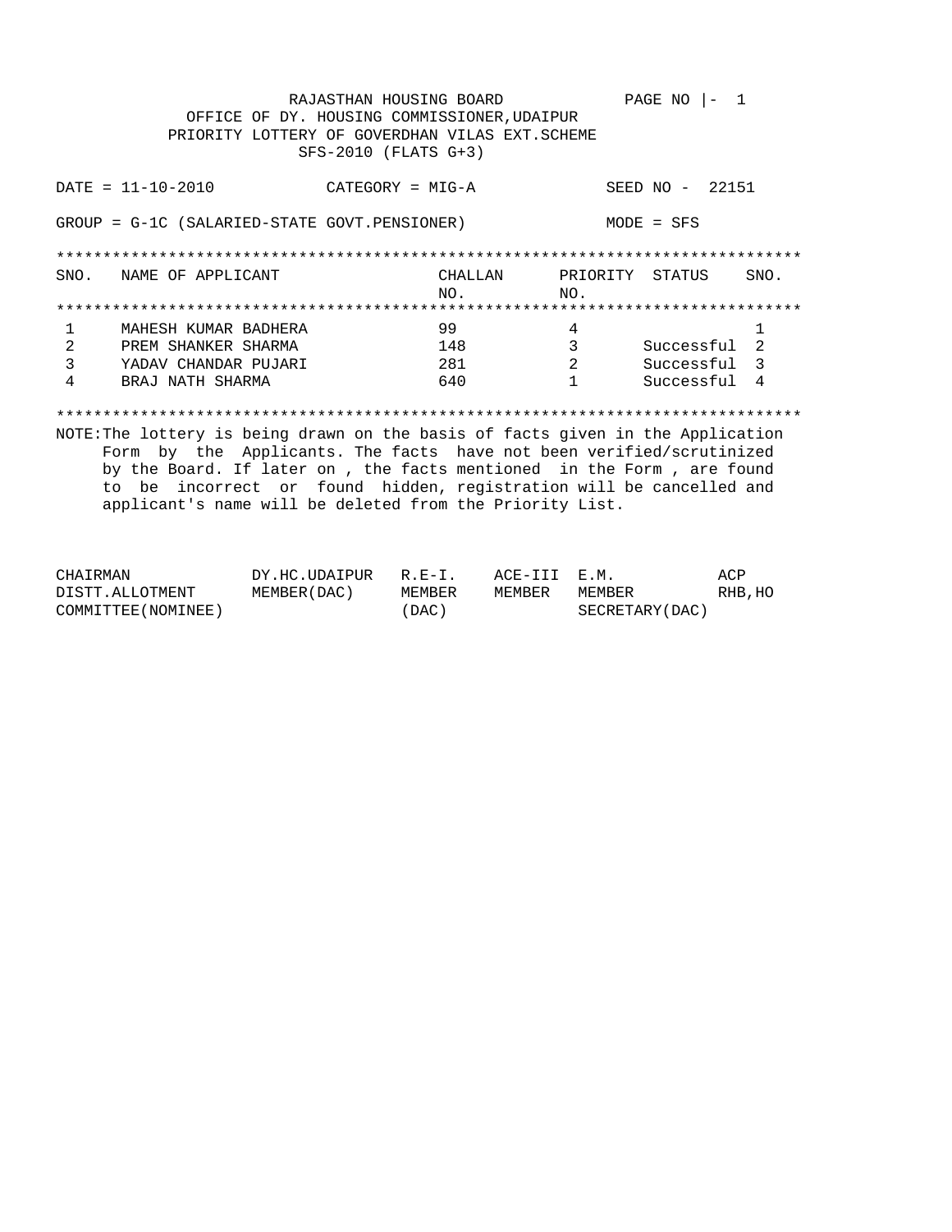RAJASTHAN HOUSING BOARD PAGE NO |- 1

OFFICE OF DY. HOUSING COMMISSIONER,UDAIPUR

PRIORITY LOTTERY OF GOVERDHAN VILAS EXT.SCHEME

SFS-2010 (FLATS G+3)

DATE = 11-10-2010 CATEGORY = MIG-A SEED NO - 22151

GROUP = G-1C (SALARIED-STATE GOVT.PENSIONER) MODE = SFS

| SNO. | NAME OF APPLICANT | CHALLAN NO. | PRIORITY NO. | STATUS | SNO. |
|---|---|---|---|---|---|
| 1 | MAHESH KUMAR BADHERA | 99 | 4 | | 1 |
| 2 | PREM SHANKER SHARMA | 148 | 3 | Successful | 2 |
| 3 | YADAV CHANDAR PUJARI | 281 | 2 | Successful | 3 |
| 4 | BRAJ NATH SHARMA | 640 | 1 | Successful | 4 |

NOTE:The lottery is being drawn on the basis of facts given in the Application Form by the Applicants. The facts have not been verified/scrutinized by the Board. If later on , the facts mentioned in the Form , are found to be incorrect or found hidden, registration will be cancelled and applicant's name will be deleted from the Priority List.

| CHAIRMAN DISTT.ALLOTMENT COMMITTEE(NOMINEE) | DY.HC.UDAIPUR MEMBER(DAC) | R.E-I. MEMBER (DAC) | ACE-III MEMBER | E.M. MEMBER SECRETARY(DAC) | ACP RHB,HO |
|---|---|---|---|---|---|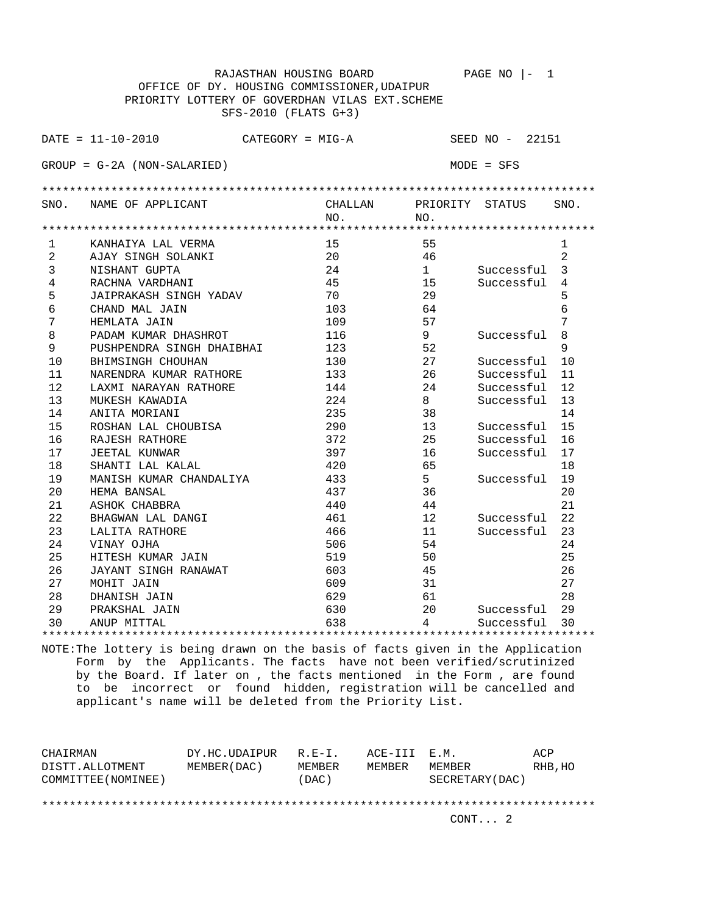RAJASTHAN HOUSING BOARD PAGE NO |- 1

OFFICE OF DY. HOUSING COMMISSIONER,UDAIPUR

PRIORITY LOTTERY OF GOVERDHAN VILAS EXT.SCHEME

SFS-2010 (FLATS G+3)

DATE = 11-10-2010 CATEGORY = MIG-A SEED NO - 22151

GROUP = G-2A (NON-SALARIED) MODE = SFS

| SNO. | NAME OF APPLICANT | CHALLAN NO. | PRIORITY NO. | STATUS | SNO. |
|---|---|---|---|---|---|
| 1 | KANHAIYA LAL VERMA | 15 | 55 | | 1 |
| 2 | AJAY SINGH SOLANKI | 20 | 46 | | 2 |
| 3 | NISHANT GUPTA | 24 | 1 | Successful | 3 |
| 4 | RACHNA VARDHANI | 45 | 15 | Successful | 4 |
| 5 | JAIPRAKASH SINGH YADAV | 70 | 29 | | 5 |
| 6 | CHAND MAL JAIN | 103 | 64 | | 6 |
| 7 | HEMLATA JAIN | 109 | 57 | | 7 |
| 8 | PADAM KUMAR DHASHROT | 116 | 9 | Successful | 8 |
| 9 | PUSHPENDRA SINGH DHAIBHAI | 123 | 52 | | 9 |
| 10 | BHIMSINGH CHOUHAN | 130 | 27 | Successful | 10 |
| 11 | NARENDRA KUMAR RATHORE | 133 | 26 | Successful | 11 |
| 12 | LAXMI NARAYAN RATHORE | 144 | 24 | Successful | 12 |
| 13 | MUKESH KAWADIA | 224 | 8 | Successful | 13 |
| 14 | ANITA MORIANI | 235 | 38 | | 14 |
| 15 | ROSHAN LAL CHOUBISA | 290 | 13 | Successful | 15 |
| 16 | RAJESH RATHORE | 372 | 25 | Successful | 16 |
| 17 | JEETAL KUNWAR | 397 | 16 | Successful | 17 |
| 18 | SHANTI LAL KALAL | 420 | 65 | | 18 |
| 19 | MANISH KUMAR CHANDALIYA | 433 | 5 | Successful | 19 |
| 20 | HEMA BANSAL | 437 | 36 | | 20 |
| 21 | ASHOK CHABBRA | 440 | 44 | | 21 |
| 22 | BHAGWAN LAL DANGI | 461 | 12 | Successful | 22 |
| 23 | LALITA RATHORE | 466 | 11 | Successful | 23 |
| 24 | VINAY OJHA | 506 | 54 | | 24 |
| 25 | HITESH KUMAR JAIN | 519 | 50 | | 25 |
| 26 | JAYANT SINGH RANAWAT | 603 | 45 | | 26 |
| 27 | MOHIT JAIN | 609 | 31 | | 27 |
| 28 | DHANISH JAIN | 629 | 61 | | 28 |
| 29 | PRAKSHAL JAIN | 630 | 20 | Successful | 29 |
| 30 | ANUP MITTAL | 638 | 4 | Successful | 30 |

NOTE:The lottery is being drawn on the basis of facts given in the Application Form by the Applicants. The facts have not been verified/scrutinized by the Board. If later on , the facts mentioned in the Form , are found to be incorrect or found hidden, registration will be cancelled and applicant's name will be deleted from the Priority List.

| CHAIRMAN DISTT.ALLOTMENT COMMITTEE(NOMINEE) | DY.HC.UDAIPUR MEMBER(DAC) | R.E-I. MEMBER (DAC) | ACE-III MEMBER | E.M. MEMBER SECRETARY(DAC) | ACP RHB,HO |
|---|---|---|---|---|---|

CONT... 2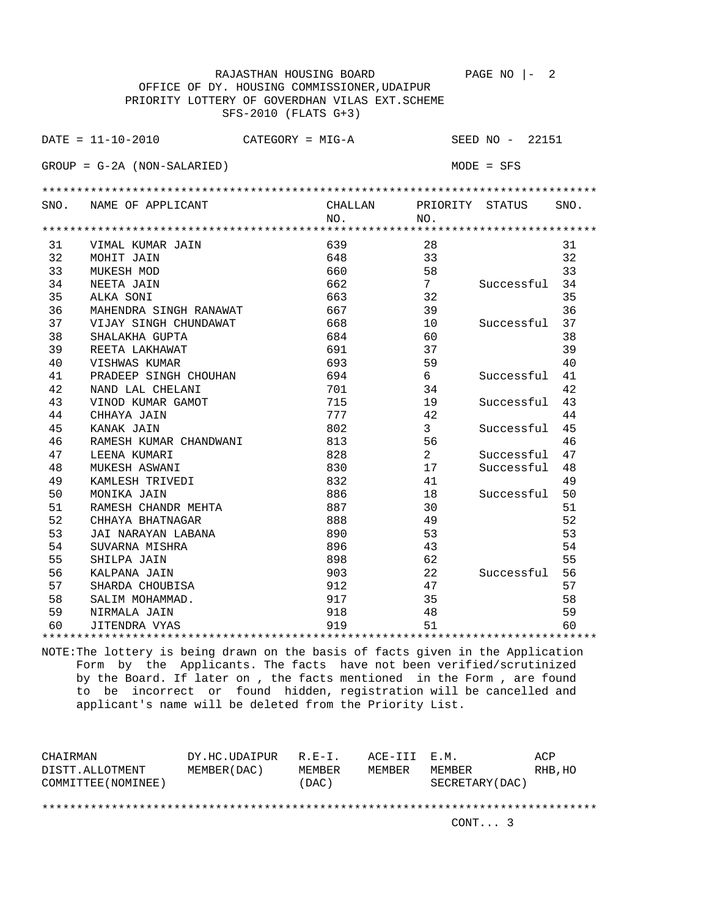RAJASTHAN HOUSING BOARD

OFFICE OF DY. HOUSING COMMISSIONER,UDAIPUR

PRIORITY LOTTERY OF GOVERDHAN VILAS EXT.SCHEME

SFS-2010 (FLATS G+3)

DATE = 11-10-2010 CATEGORY = MIG-A SEED NO - 22151

GROUP = G-2A (NON-SALARIED) MODE = SFS

| SNO. | NAME OF APPLICANT | CHALLAN NO. | PRIORITY NO. | STATUS | SNO. |
|---|---|---|---|---|---|
| 31 | VIMAL KUMAR JAIN | 639 | 28 | | 31 |
| 32 | MOHIT JAIN | 648 | 33 | | 32 |
| 33 | MUKESH MOD | 660 | 58 | | 33 |
| 34 | NEETA JAIN | 662 | 7 | Successful | 34 |
| 35 | ALKA SONI | 663 | 32 | | 35 |
| 36 | MAHENDRA SINGH RANAWAT | 667 | 39 | | 36 |
| 37 | VIJAY SINGH CHUNDAWAT | 668 | 10 | Successful | 37 |
| 38 | SHALAKHA GUPTA | 684 | 60 | | 38 |
| 39 | REETA LAKHAWAT | 691 | 37 | | 39 |
| 40 | VISHWAS KUMAR | 693 | 59 | | 40 |
| 41 | PRADEEP SINGH CHOUHAN | 694 | 6 | Successful | 41 |
| 42 | NAND LAL CHELANI | 701 | 34 | | 42 |
| 43 | VINOD KUMAR GAMOT | 715 | 19 | Successful | 43 |
| 44 | CHHAYA JAIN | 777 | 42 | | 44 |
| 45 | KANAK JAIN | 802 | 3 | Successful | 45 |
| 46 | RAMESH KUMAR CHANDWANI | 813 | 56 | | 46 |
| 47 | LEENA KUMARI | 828 | 2 | Successful | 47 |
| 48 | MUKESH ASWANI | 830 | 17 | Successful | 48 |
| 49 | KAMLESH TRIVEDI | 832 | 41 | | 49 |
| 50 | MONIKA JAIN | 886 | 18 | Successful | 50 |
| 51 | RAMESH CHANDR MEHTA | 887 | 30 | | 51 |
| 52 | CHHAYA BHATNAGAR | 888 | 49 | | 52 |
| 53 | JAI NARAYAN LABANA | 890 | 53 | | 53 |
| 54 | SUVARNA MISHRA | 896 | 43 | | 54 |
| 55 | SHILPA JAIN | 898 | 62 | | 55 |
| 56 | KALPANA JAIN | 903 | 22 | Successful | 56 |
| 57 | SHARDA CHOUBISA | 912 | 47 | | 57 |
| 58 | SALIM MOHAMMAD. | 917 | 35 | | 58 |
| 59 | NIRMALA JAIN | 918 | 48 | | 59 |
| 60 | JITENDRA VYAS | 919 | 51 | | 60 |

NOTE:The lottery is being drawn on the basis of facts given in the Application Form by the Applicants. The facts have not been verified/scrutinized by the Board. If later on , the facts mentioned in the Form , are found to be incorrect or found hidden, registration will be cancelled and applicant's name will be deleted from the Priority List.

| CHAIRMAN DISTT.ALLOTMENT COMMITTEE(NOMINEE) | DY.HC.UDAIPUR MEMBER(DAC) | R.E-I. MEMBER (DAC) | ACE-III MEMBER | E.M. MEMBER SECRETARY(DAC) | ACP RHB,HO |
|---|---|---|---|---|---|

CONT... 3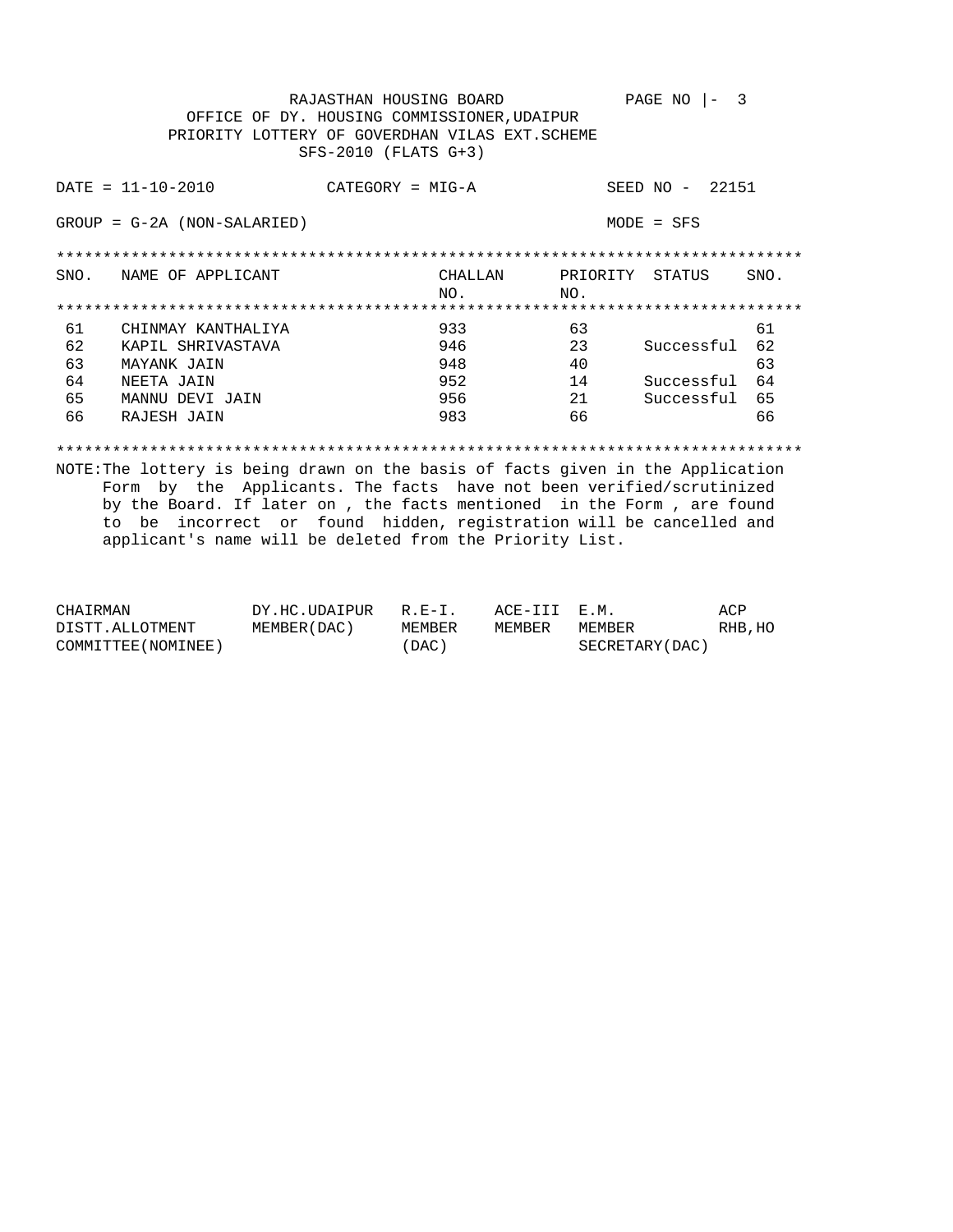RAJASTHAN HOUSING BOARD

OFFICE OF DY. HOUSING COMMISSIONER,UDAIPUR

PRIORITY LOTTERY OF GOVERDHAN VILAS EXT.SCHEME

SFS-2010 (FLATS G+3)

DATE = 11-10-2010 CATEGORY = MIG-A SEED NO - 22151

GROUP = G-2A (NON-SALARIED) MODE = SFS

| SNO. | NAME OF APPLICANT | CHALLAN NO. | PRIORITY NO. | STATUS | SNO. |
|---|---|---|---|---|---|
| 61 | CHINMAY KANTHALIYA | 933 | 63 | | 61 |
| 62 | KAPIL SHRIVASTAVA | 946 | 23 | Successful | 62 |
| 63 | MAYANK JAIN | 948 | 40 | | 63 |
| 64 | NEETA JAIN | 952 | 14 | Successful | 64 |
| 65 | MANNU DEVI JAIN | 956 | 21 | Successful | 65 |
| 66 | RAJESH JAIN | 983 | 66 | | 66 |

NOTE:The lottery is being drawn on the basis of facts given in the Application Form by the Applicants. The facts have not been verified/scrutinized by the Board. If later on , the facts mentioned in the Form , are found to be incorrect or found hidden, registration will be cancelled and applicant's name will be deleted from the Priority List.

| CHAIRMAN DISTT.ALLOTMENT COMMITTEE(NOMINEE) | DY.HC.UDAIPUR MEMBER(DAC) | R.E-I. MEMBER (DAC) | ACE-III MEMBER | E.M. MEMBER SECRETARY(DAC) | ACP RHB,HO |
|---|---|---|---|---|---|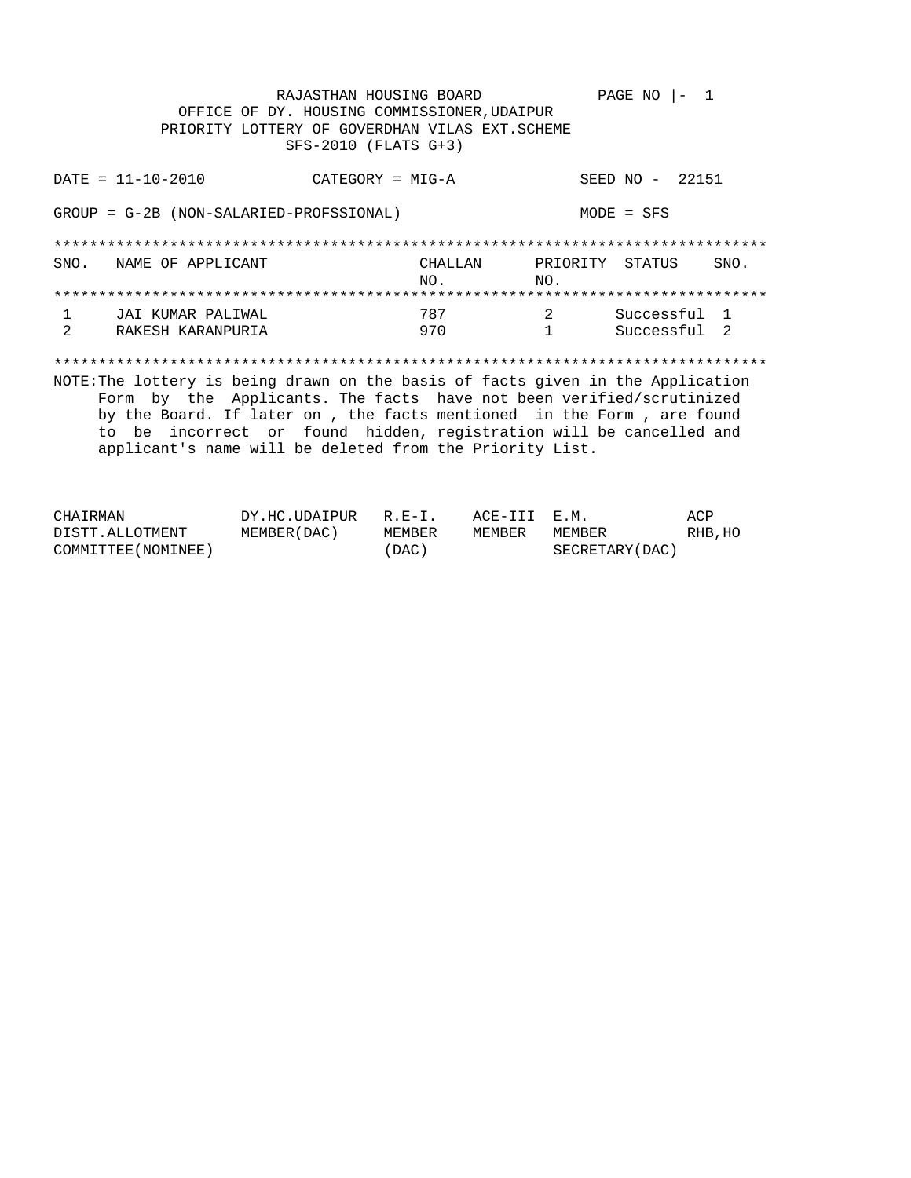RAJASTHAN HOUSING BOARD

OFFICE OF DY. HOUSING COMMISSIONER,UDAIPUR

PRIORITY LOTTERY OF GOVERDHAN VILAS EXT.SCHEME

SFS-2010 (FLATS G+3)

PAGE NO |- 1

DATE = 11-10-2010 CATEGORY = MIG-A SEED NO - 22151

GROUP = G-2B (NON-SALARIED-PROFSSIONAL) MODE = SFS

| SNO. | NAME OF APPLICANT | CHALLAN NO. | PRIORITY NO. | STATUS | SNO. |
|---|---|---|---|---|---|
| 1 | JAI KUMAR PALIWAL | 787 | 2 | Successful | 1 |
| 2 | RAKESH KARANPURIA | 970 | 1 | Successful | 2 |

NOTE:The lottery is being drawn on the basis of facts given in the Application Form by the Applicants. The facts have not been verified/scrutinized by the Board. If later on , the facts mentioned in the Form , are found to be incorrect or found hidden, registration will be cancelled and applicant's name will be deleted from the Priority List.

| CHAIRMAN DISTT.ALLOTMENT COMMITTEE(NOMINEE) | DY.HC.UDAIPUR MEMBER(DAC) | R.E-I. MEMBER (DAC) | ACE-III MEMBER | E.M. MEMBER SECRETARY(DAC) | ACP RHB,HO |
|---|---|---|---|---|---|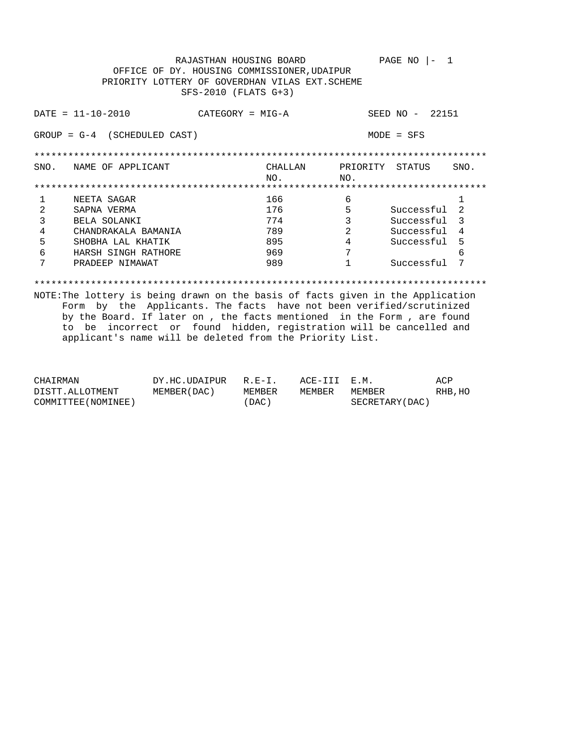RAJASTHAN HOUSING BOARD

PAGE NO |- 1

OFFICE OF DY. HOUSING COMMISSIONER,UDAIPUR

PRIORITY LOTTERY OF GOVERDHAN VILAS EXT.SCHEME

SFS-2010 (FLATS G+3)

DATE = 11-10-2010 CATEGORY = MIG-A SEED NO - 22151

GROUP = G-4 (SCHEDULED CAST) MODE = SFS

| SNO. | NAME OF APPLICANT | CHALLAN NO. | PRIORITY NO. | STATUS | SNO. |
|---|---|---|---|---|---|
| 1 | NEETA SAGAR | 166 | 6 | | 1 |
| 2 | SAPNA VERMA | 176 | 5 | Successful | 2 |
| 3 | BELA SOLANKI | 774 | 3 | Successful | 3 |
| 4 | CHANDRAKALA BAMANIA | 789 | 2 | Successful | 4 |
| 5 | SHOBHA LAL KHATIK | 895 | 4 | Successful | 5 |
| 6 | HARSH SINGH RATHORE | 969 | 7 | | 6 |
| 7 | PRADEEP NIMAWAT | 989 | 1 | Successful | 7 |

NOTE:The lottery is being drawn on the basis of facts given in the Application Form by the Applicants. The facts have not been verified/scrutinized by the Board. If later on , the facts mentioned in the Form , are found to be incorrect or found hidden, registration will be cancelled and applicant's name will be deleted from the Priority List.

| CHAIRMAN DISTT.ALLOTMENT COMMITTEE(NOMINEE) | DY.HC.UDAIPUR MEMBER(DAC) | R.E-I. MEMBER (DAC) | ACE-III MEMBER | E.M. MEMBER SECRETARY(DAC) | ACP RHB,HO |
|---|---|---|---|---|---|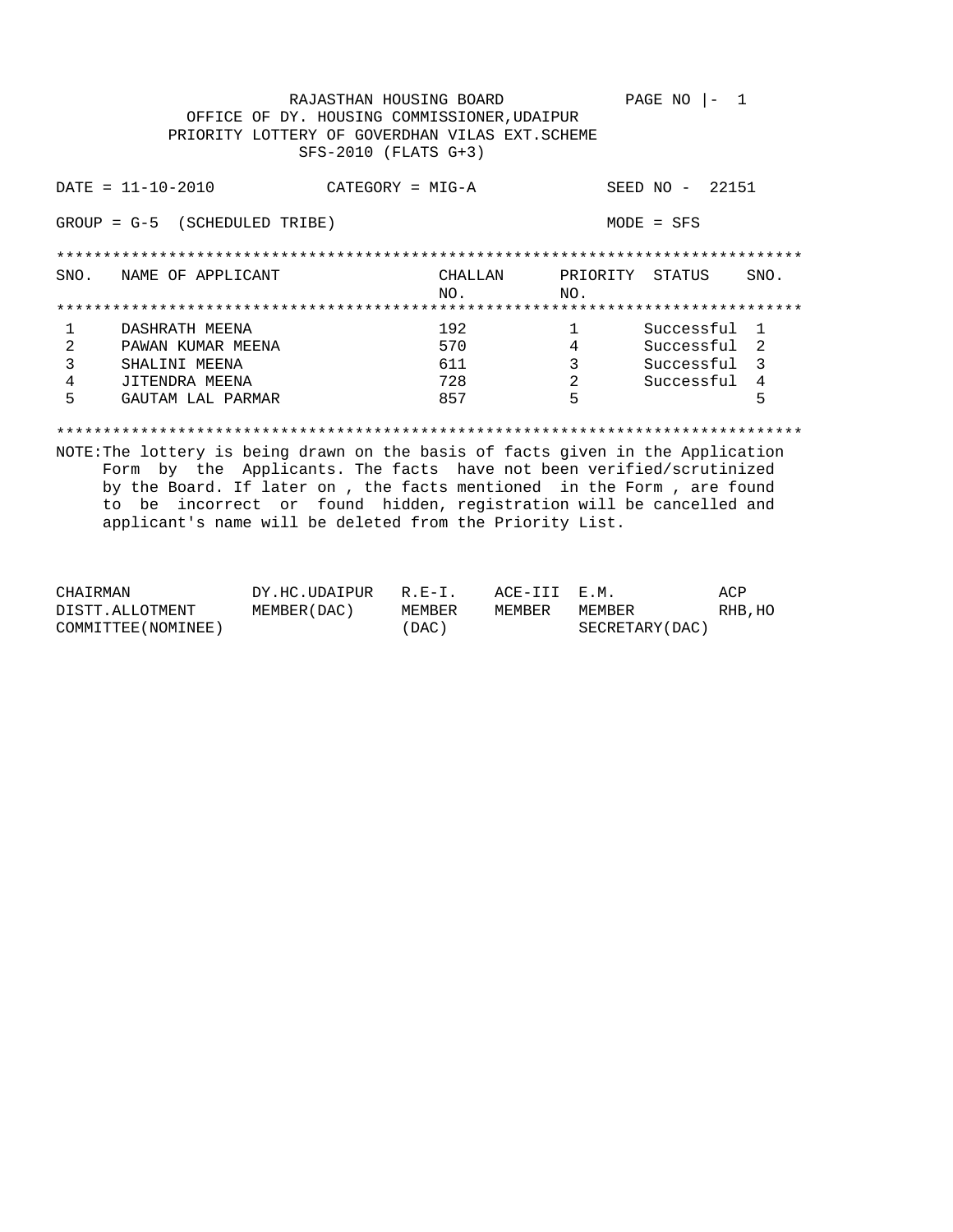RAJASTHAN HOUSING BOARD — PAGE NO |- 1

OFFICE OF DY. HOUSING COMMISSIONER,UDAIPUR

PRIORITY LOTTERY OF GOVERDHAN VILAS EXT.SCHEME

SFS-2010 (FLATS G+3)

DATE = 11-10-2010 &nbsp;&nbsp;&nbsp; CATEGORY = MIG-A &nbsp;&nbsp;&nbsp; SEED NO - 22151

GROUP = G-5 (SCHEDULED TRIBE) &nbsp;&nbsp;&nbsp; MODE = SFS

| SNO. | NAME OF APPLICANT | CHALLAN NO. | PRIORITY NO. | STATUS | SNO. |
|---|---|---|---|---|---|
| 1 | DASHRATH MEENA | 192 | 1 | Successful | 1 |
| 2 | PAWAN KUMAR MEENA | 570 | 4 | Successful | 2 |
| 3 | SHALINI MEENA | 611 | 3 | Successful | 3 |
| 4 | JITENDRA MEENA | 728 | 2 | Successful | 4 |
| 5 | GAUTAM LAL PARMAR | 857 | 5 | | 5 |

NOTE:The lottery is being drawn on the basis of facts given in the Application Form by the Applicants. The facts have not been verified/scrutinized by the Board. If later on , the facts mentioned in the Form , are found to be incorrect or found hidden, registration will be cancelled and applicant's name will be deleted from the Priority List.

| CHAIRMAN DISTT.ALLOTMENT COMMITTEE(NOMINEE) | DY.HC.UDAIPUR MEMBER(DAC) | R.E-I. MEMBER (DAC) | ACE-III MEMBER | E.M. MEMBER SECRETARY(DAC) | ACP RHB,HO |
|---|---|---|---|---|---|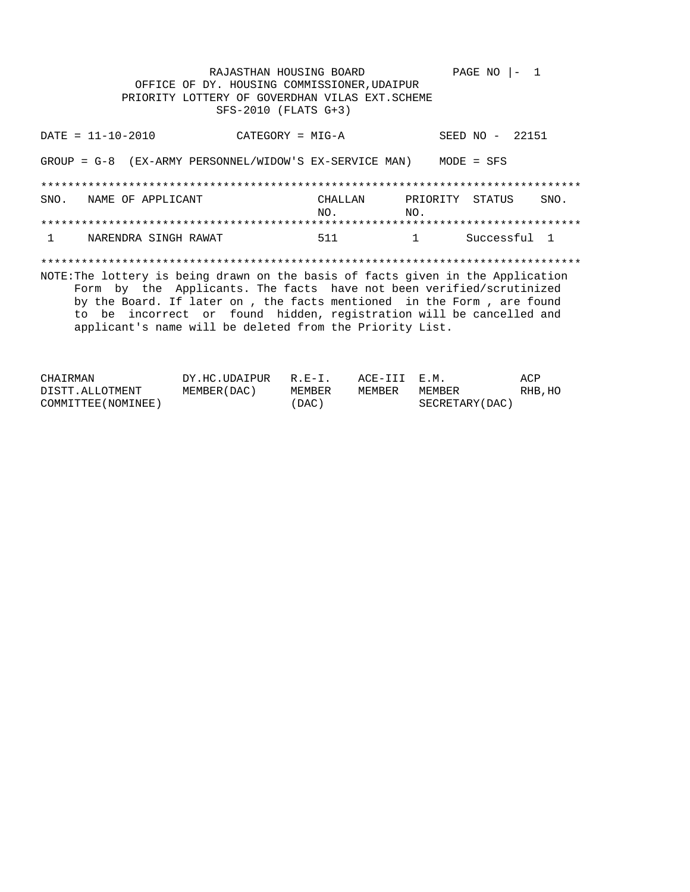RAJASTHAN HOUSING BOARD

PAGE NO |- 1

OFFICE OF DY. HOUSING COMMISSIONER,UDAIPUR

PRIORITY LOTTERY OF GOVERDHAN VILAS EXT.SCHEME

SFS-2010 (FLATS G+3)

DATE = 11-10-2010 CATEGORY = MIG-A SEED NO - 22151

GROUP = G-8 (EX-ARMY PERSONNEL/WIDOW'S EX-SERVICE MAN) MODE = SFS

| SNO. | NAME OF APPLICANT | CHALLAN NO. | PRIORITY NO. | STATUS | SNO. |
|---|---|---|---|---|---|
| 1 | NARENDRA SINGH RAWAT | 511 | 1 | Successful | 1 |

NOTE:The lottery is being drawn on the basis of facts given in the Application Form by the Applicants. The facts have not been verified/scrutinized by the Board. If later on , the facts mentioned in the Form , are found to be incorrect or found hidden, registration will be cancelled and applicant's name will be deleted from the Priority List.

| CHAIRMAN DISTT.ALLOTMENT COMMITTEE(NOMINEE) | DY.HC.UDAIPUR MEMBER(DAC) | R.E-I. MEMBER (DAC) | ACE-III MEMBER | E.M. MEMBER SECRETARY(DAC) | ACP RHB,HO |
|---|---|---|---|---|---|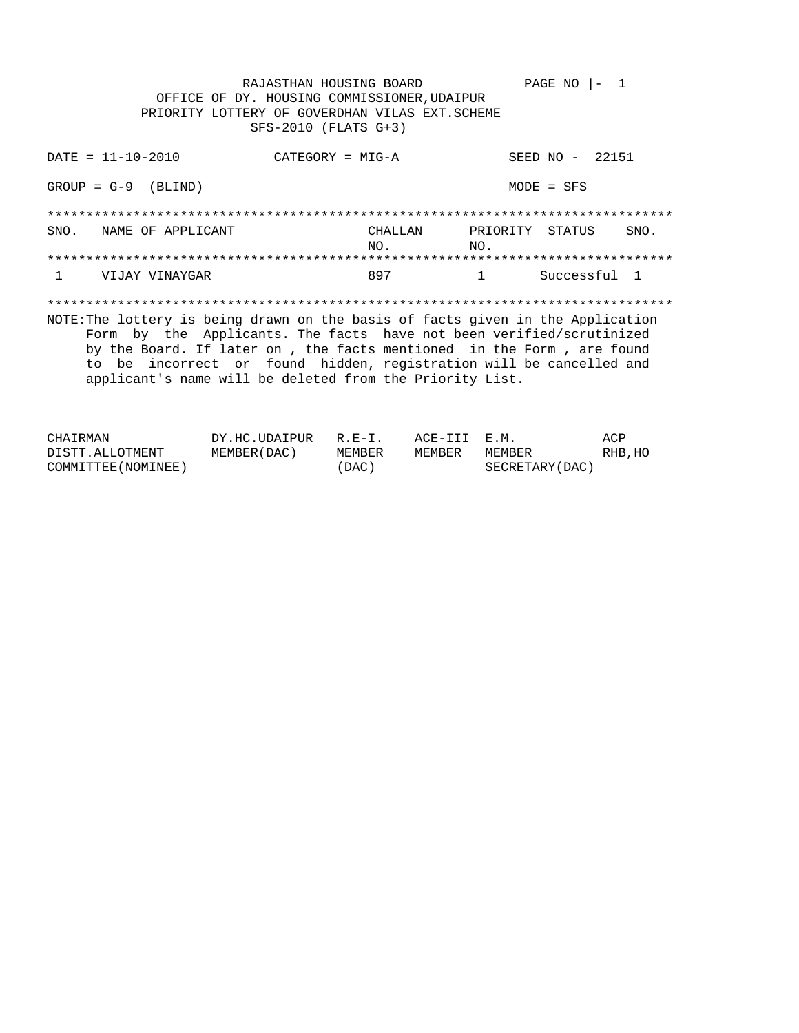RAJASTHAN HOUSING BOARD

OFFICE OF DY. HOUSING COMMISSIONER,UDAIPUR

PRIORITY LOTTERY OF GOVERDHAN VILAS EXT.SCHEME

SFS-2010 (FLATS G+3)

PAGE NO |- 1

DATE = 11-10-2010 CATEGORY = MIG-A SEED NO - 22151

GROUP = G-9 (BLIND) MODE = SFS

| SNO. | NAME OF APPLICANT | CHALLAN NO. | PRIORITY NO. | STATUS | SNO. |
|---|---|---|---|---|---|
| 1 | VIJAY VINAYGAR | 897 | 1 | Successful | 1 |

NOTE:The lottery is being drawn on the basis of facts given in the Application Form by the Applicants. The facts have not been verified/scrutinized by the Board. If later on , the facts mentioned in the Form , are found to be incorrect or found hidden, registration will be cancelled and applicant's name will be deleted from the Priority List.

| | | | | | |
|---|---|---|---|---|---|
| CHAIRMAN DISTT.ALLOTMENT COMMITTEE(NOMINEE) | DY.HC.UDAIPUR MEMBER(DAC) | R.E-I. MEMBER (DAC) | ACE-III MEMBER | E.M. MEMBER SECRETARY(DAC) | ACP RHB,HO |